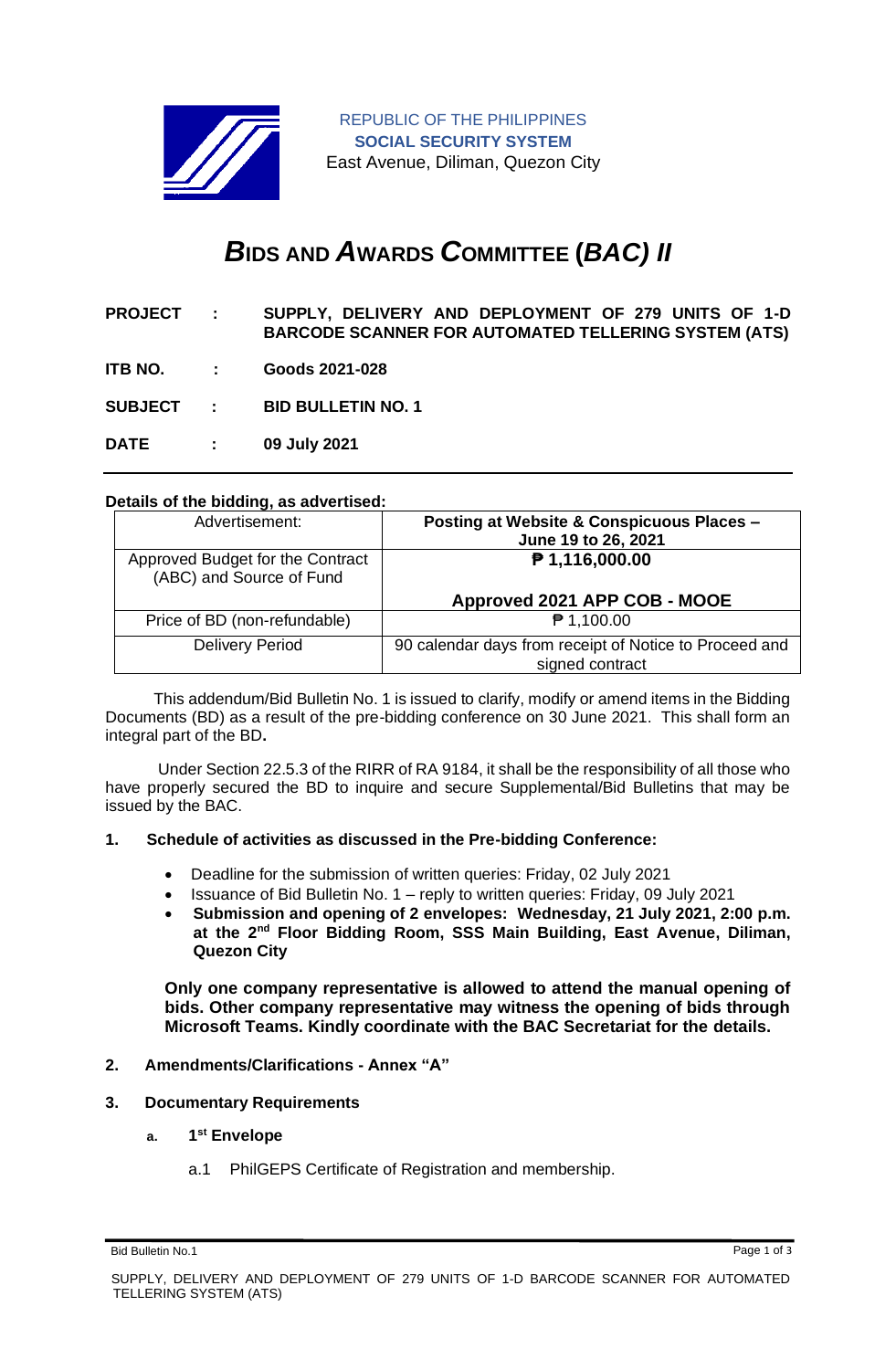REPUBLIC OF THE PHILIPPINES
**SOCIAL SECURITY SYSTEM**
East Avenue, Diliman, Quezon City

# *BIDS AND AWARDS COMMITTEE (BAC) II*

**PROJECT** : **SUPPLY, DELIVERY AND DEPLOYMENT OF 279 UNITS OF 1-D BARCODE SCANNER FOR AUTOMATED TELLERING SYSTEM (ATS)**

**ITB NO.** : **Goods 2021-028**

**SUBJECT** : **BID BULLETIN NO. 1**

**DATE** : **09 July 2021**

---

**Details of the bidding, as advertised:**

| Advertisement: | **Posting at Website & Conspicuous Places – June 19 to 26, 2021** |
|---|---|
| Approved Budget for the Contract (ABC) and Source of Fund | **₱ 1,116,000.00**<br><br>**Approved 2021 APP COB - MOOE** |
| Price of BD (non-refundable) | ₱ 1,100.00 |
| Delivery Period | 90 calendar days from receipt of Notice to Proceed and signed contract |

This addendum/Bid Bulletin No. 1 is issued to clarify, modify or amend items in the Bidding Documents (BD) as a result of the pre-bidding conference on 30 June 2021. This shall form an integral part of the BD**.**

Under Section 22.5.3 of the RIRR of RA 9184, it shall be the responsibility of all those who have properly secured the BD to inquire and secure Supplemental/Bid Bulletins that may be issued by the BAC.

**1. Schedule of activities as discussed in the Pre-bidding Conference:**

- Deadline for the submission of written queries: Friday, 02 July 2021
- Issuance of Bid Bulletin No. 1 – reply to written queries: Friday, 09 July 2021
- **Submission and opening of 2 envelopes: Wednesday, 21 July 2021, 2:00 p.m. at the 2nd Floor Bidding Room, SSS Main Building, East Avenue, Diliman, Quezon City**

**Only one company representative is allowed to attend the manual opening of bids. Other company representative may witness the opening of bids through Microsoft Teams. Kindly coordinate with the BAC Secretariat for the details.**

**2. Amendments/Clarifications - Annex "A"**

**3. Documentary Requirements**

**a. 1st Envelope**

a.1 PhilGEPS Certificate of Registration and membership.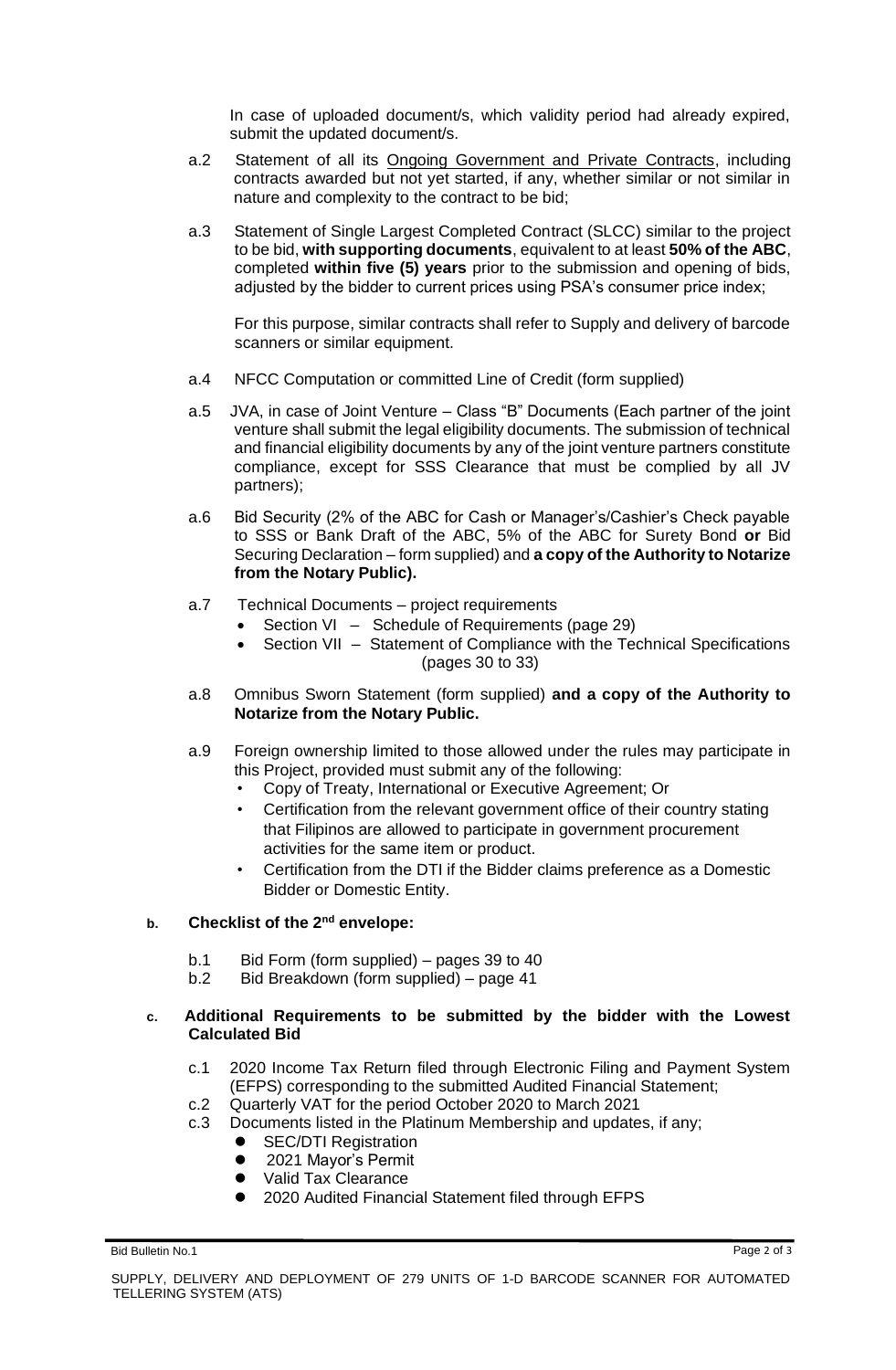In case of uploaded document/s, which validity period had already expired, submit the updated document/s.

a.2 Statement of all its Ongoing Government and Private Contracts, including contracts awarded but not yet started, if any, whether similar or not similar in nature and complexity to the contract to be bid;

a.3 Statement of Single Largest Completed Contract (SLCC) similar to the project to be bid, **with supporting documents**, equivalent to at least **50% of the ABC**, completed **within five (5) years** prior to the submission and opening of bids, adjusted by the bidder to current prices using PSA's consumer price index;

For this purpose, similar contracts shall refer to Supply and delivery of barcode scanners or similar equipment.

a.4 NFCC Computation or committed Line of Credit (form supplied)

a.5 JVA, in case of Joint Venture – Class "B" Documents (Each partner of the joint venture shall submit the legal eligibility documents. The submission of technical and financial eligibility documents by any of the joint venture partners constitute compliance, except for SSS Clearance that must be complied by all JV partners);

a.6 Bid Security (2% of the ABC for Cash or Manager's/Cashier's Check payable to SSS or Bank Draft of the ABC, 5% of the ABC for Surety Bond **or** Bid Securing Declaration – form supplied) and **a copy of the Authority to Notarize from the Notary Public).**

a.7 Technical Documents – project requirements
- Section VI – Schedule of Requirements (page 29)
- Section VII – Statement of Compliance with the Technical Specifications (pages 30 to 33)

a.8 Omnibus Sworn Statement (form supplied) **and a copy of the Authority to Notarize from the Notary Public.**

a.9 Foreign ownership limited to those allowed under the rules may participate in this Project, provided must submit any of the following:
- Copy of Treaty, International or Executive Agreement; Or
- Certification from the relevant government office of their country stating that Filipinos are allowed to participate in government procurement activities for the same item or product.
- Certification from the DTI if the Bidder claims preference as a Domestic Bidder or Domestic Entity.

**b. Checklist of the 2nd envelope:**

b.1 Bid Form (form supplied) – pages 39 to 40
b.2 Bid Breakdown (form supplied) – page 41

**c. Additional Requirements to be submitted by the bidder with the Lowest Calculated Bid**

c.1 2020 Income Tax Return filed through Electronic Filing and Payment System (EFPS) corresponding to the submitted Audited Financial Statement;
c.2 Quarterly VAT for the period October 2020 to March 2021
c.3 Documents listed in the Platinum Membership and updates, if any;
- SEC/DTI Registration
- 2021 Mayor's Permit
- Valid Tax Clearance
- 2020 Audited Financial Statement filed through EFPS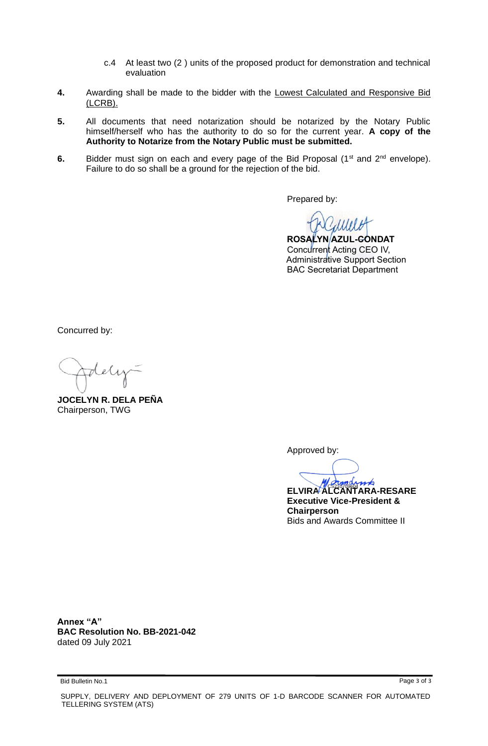c.4 At least two (2 ) units of the proposed product for demonstration and technical evaluation

**4.** Awarding shall be made to the bidder with the Lowest Calculated and Responsive Bid (LCRB).

**5.** All documents that need notarization should be notarized by the Notary Public himself/herself who has the authority to do so for the current year. **A copy of the Authority to Notarize from the Notary Public must be submitted.**

**6.** Bidder must sign on each and every page of the Bid Proposal (1st and 2nd envelope). Failure to do so shall be a ground for the rejection of the bid.

Prepared by:

**ROSALYN AZUL-CONDAT**
Concurrent Acting CEO IV,
Administrative Support Section
BAC Secretariat Department

Concurred by:

**JOCELYN R. DELA PEÑA**
Chairperson, TWG

Approved by:

**ELVIRA ALCANTARA-RESARE**
**Executive Vice-President & Chairperson**
Bids and Awards Committee II

**Annex "A"**
**BAC Resolution No. BB-2021-042**
dated 09 July 2021

Bid Bulletin No.1

SUPPLY, DELIVERY AND DEPLOYMENT OF 279 UNITS OF 1-D BARCODE SCANNER FOR AUTOMATED TELLERING SYSTEM (ATS)